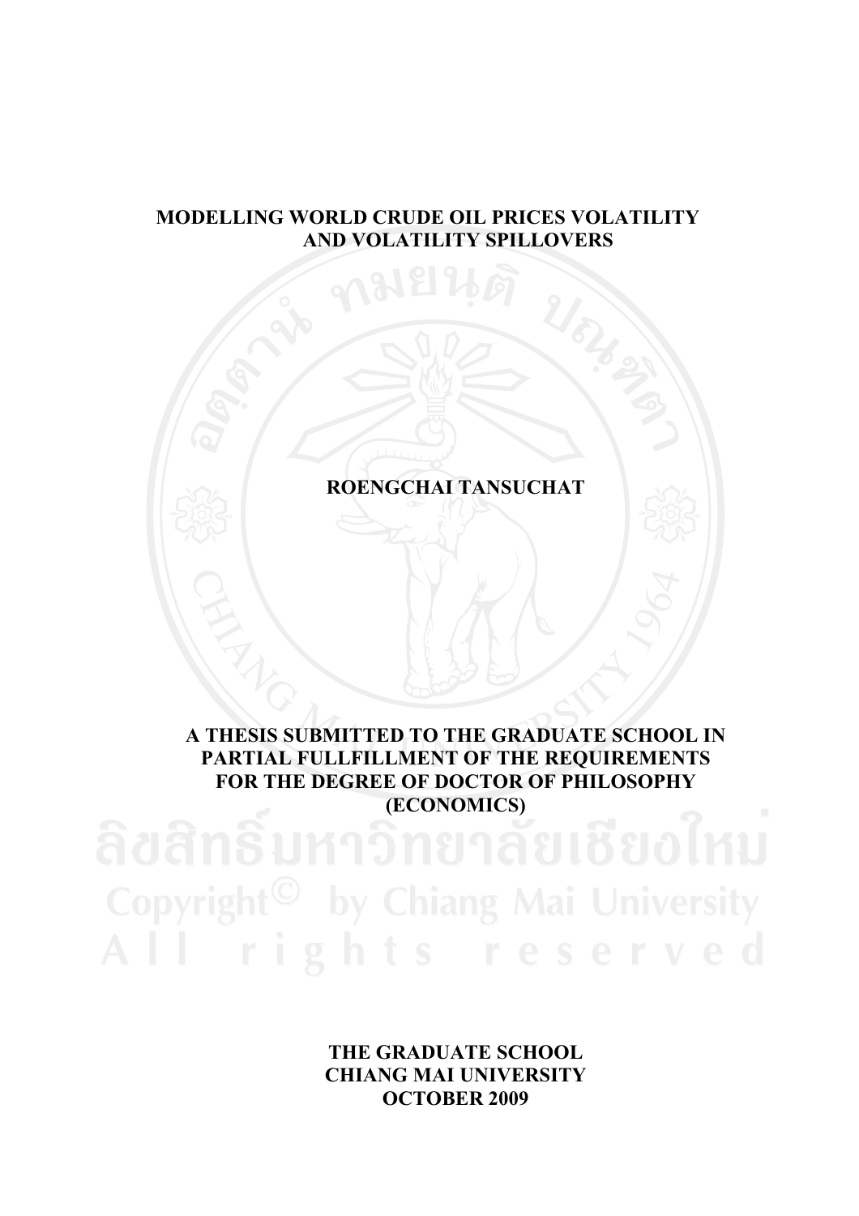# MODELLING WORLD CRUDE OIL PRICES VOLATILITY AND VOLATILITY SPILLOVERS

**ROENGCHAI TANSUCHAT**

**A THESIS SUBMITTED TO THE GRADUATE SCHOOL IN PARTIAL FULLFILLMENT OF THE REQUIREMENTS FOR THE DEGREE OF DOCTOR OF PHILOSOPHY (ECONOMICS)**

**THE GRADUATE SCHOOL**
**CHIANG MAI UNIVERSITY**
**OCTOBER 2009**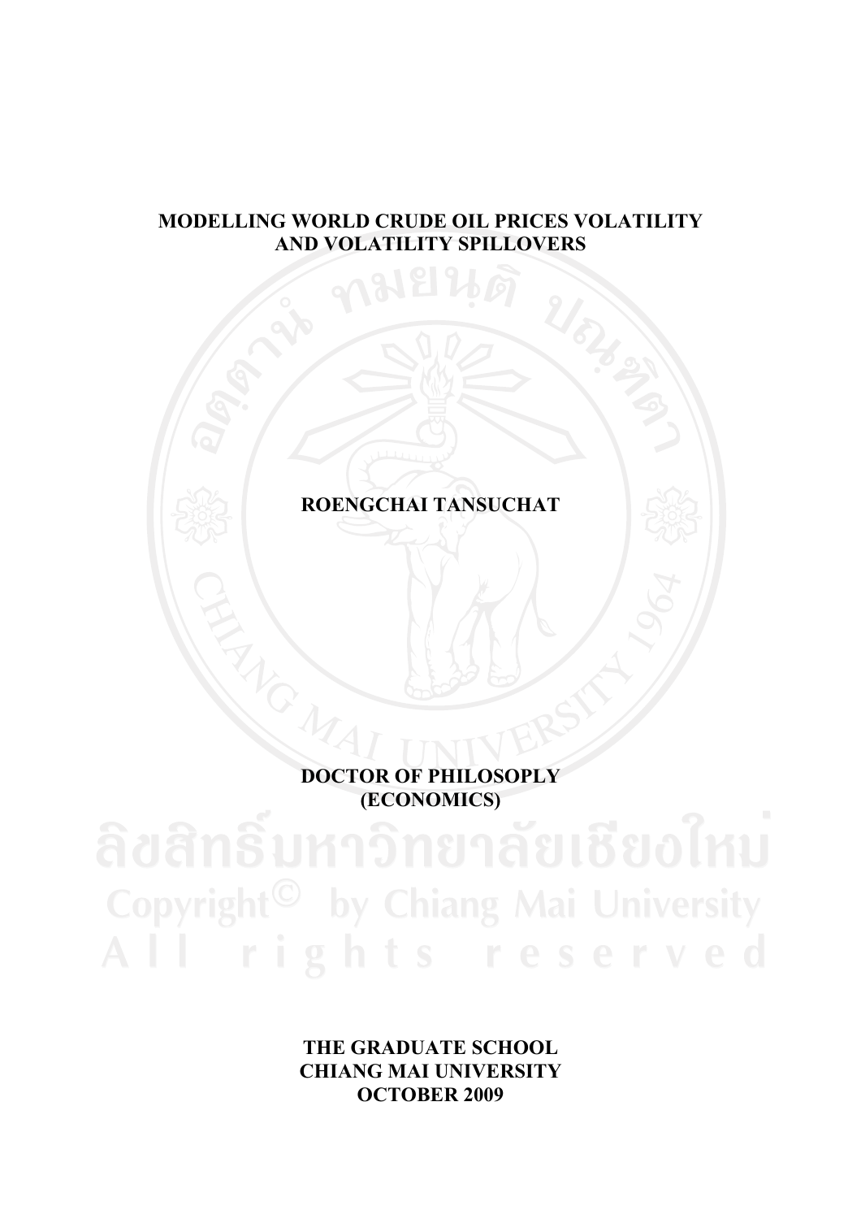**MODELLING WORLD CRUDE OIL PRICES VOLATILITY AND VOLATILITY SPILLOVERS**

**ROENGCHAI TANSUCHAT**

**DOCTOR OF PHILOSOPLY (ECONOMICS)**

**THE GRADUATE SCHOOL CHIANG MAI UNIVERSITY OCTOBER 2009**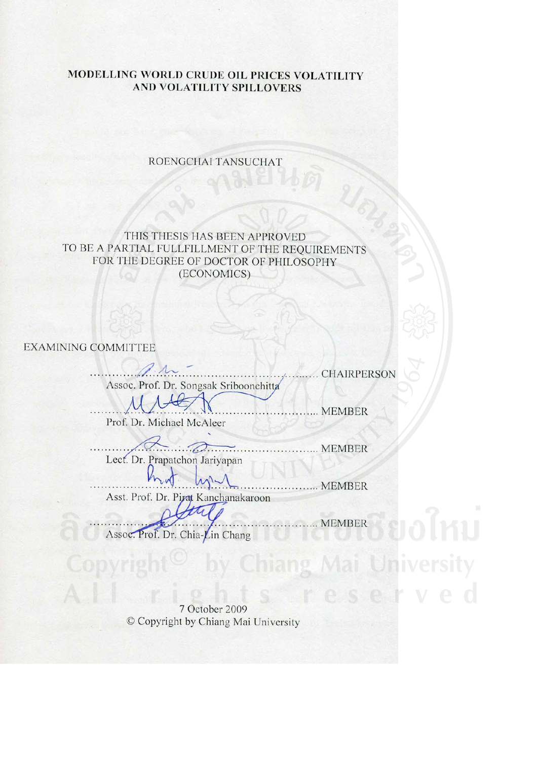**MODELLING WORLD CRUDE OIL PRICES VOLATILITY AND VOLATILITY SPILLOVERS**

ROENGCHAI TANSUCHAT

THIS THESIS HAS BEEN APPROVED
TO BE A PARTIAL FULLFILLMENT OF THE REQUIREMENTS
FOR THE DEGREE OF DOCTOR OF PHILOSOPHY
(ECONOMICS)

EXAMINING COMMITTEE

........................................................ CHAIRPERSON
Assoc. Prof. Dr. Songsak Sriboonchitta

........................................................ MEMBER
Prof. Dr. Michael McAleer

........................................................ MEMBER
Lect. Dr. Prapatchon Jariyapan

........................................................ MEMBER
Asst. Prof. Dr. Pirat Kanchanakaroon

........................................................ MEMBER
Assoc. Prof. Dr. Chia-Lin Chang

7 October 2009
© Copyright by Chiang Mai University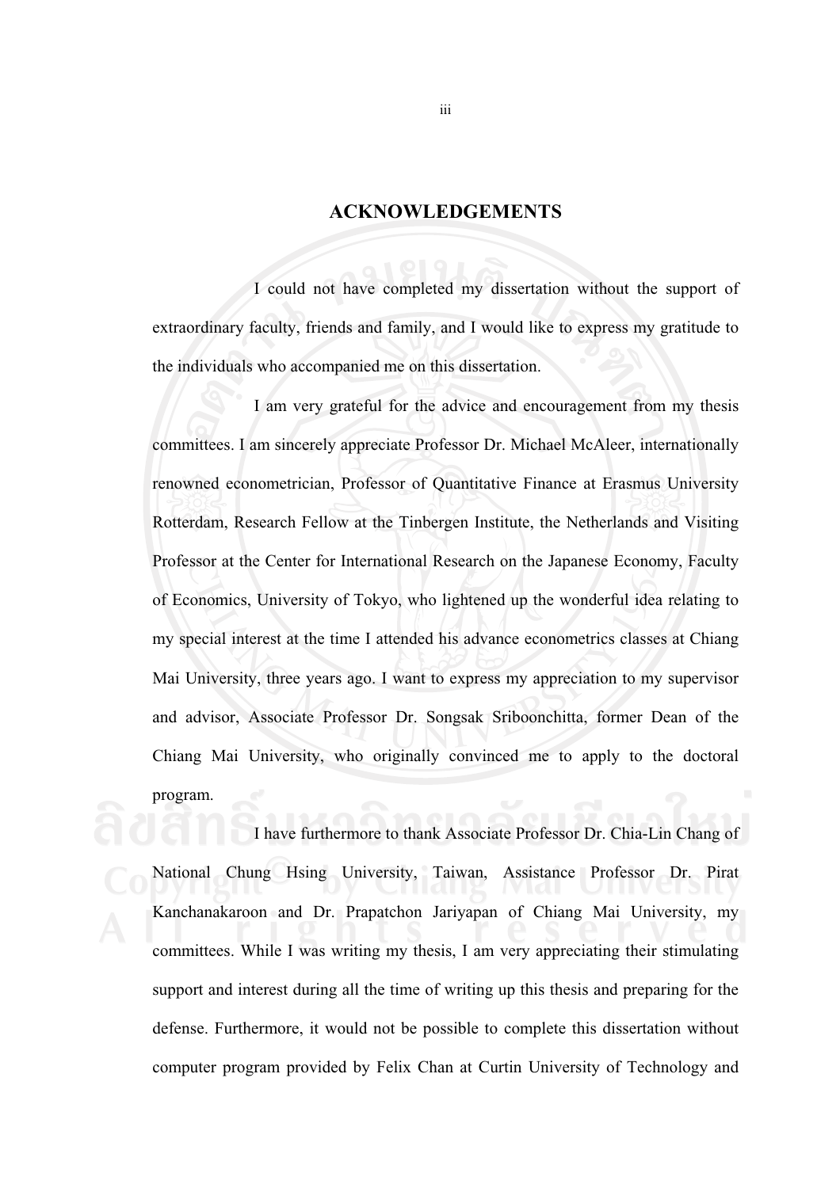# ACKNOWLEDGEMENTS

I could not have completed my dissertation without the support of extraordinary faculty, friends and family, and I would like to express my gratitude to the individuals who accompanied me on this dissertation.

I am very grateful for the advice and encouragement from my thesis committees. I am sincerely appreciate Professor Dr. Michael McAleer, internationally renowned econometrician, Professor of Quantitative Finance at Erasmus University Rotterdam, Research Fellow at the Tinbergen Institute, the Netherlands and Visiting Professor at the Center for International Research on the Japanese Economy, Faculty of Economics, University of Tokyo, who lightened up the wonderful idea relating to my special interest at the time I attended his advance econometrics classes at Chiang Mai University, three years ago. I want to express my appreciation to my supervisor and advisor, Associate Professor Dr. Songsak Sriboonchitta, former Dean of the Chiang Mai University, who originally convinced me to apply to the doctoral program.

I have furthermore to thank Associate Professor Dr. Chia-Lin Chang of National Chung Hsing University, Taiwan, Assistance Professor Dr. Pirat Kanchanakaroon and Dr. Prapatchon Jariyapan of Chiang Mai University, my committees. While I was writing my thesis, I am very appreciating their stimulating support and interest during all the time of writing up this thesis and preparing for the defense. Furthermore, it would not be possible to complete this dissertation without computer program provided by Felix Chan at Curtin University of Technology and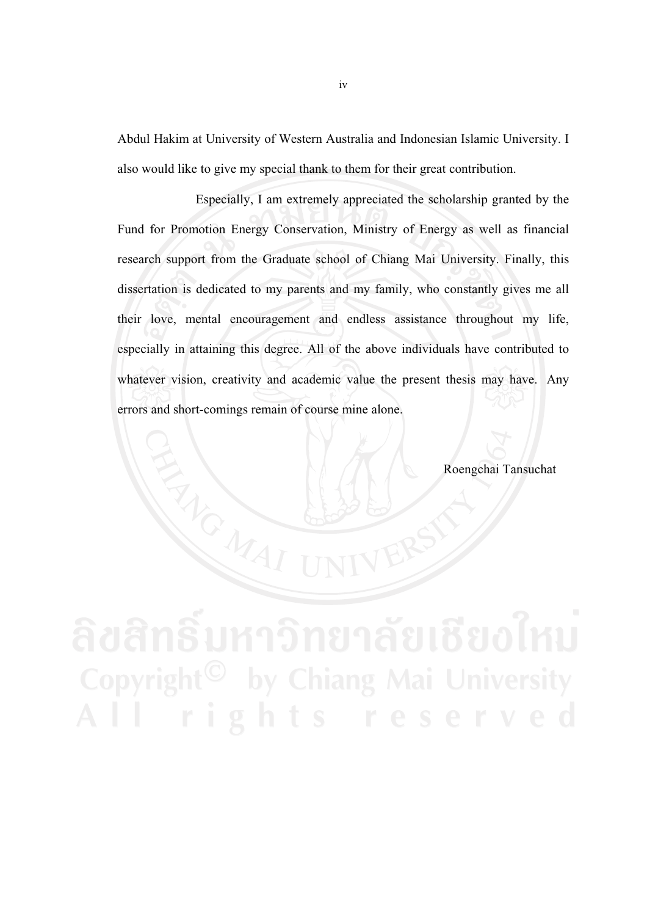Abdul Hakim at University of Western Australia and Indonesian Islamic University. I also would like to give my special thank to them for their great contribution.

Especially, I am extremely appreciated the scholarship granted by the Fund for Promotion Energy Conservation, Ministry of Energy as well as financial research support from the Graduate school of Chiang Mai University. Finally, this dissertation is dedicated to my parents and my family, who constantly gives me all their love, mental encouragement and endless assistance throughout my life, especially in attaining this degree. All of the above individuals have contributed to whatever vision, creativity and academic value the present thesis may have. Any errors and short-comings remain of course mine alone.

Roengchai Tansuchat